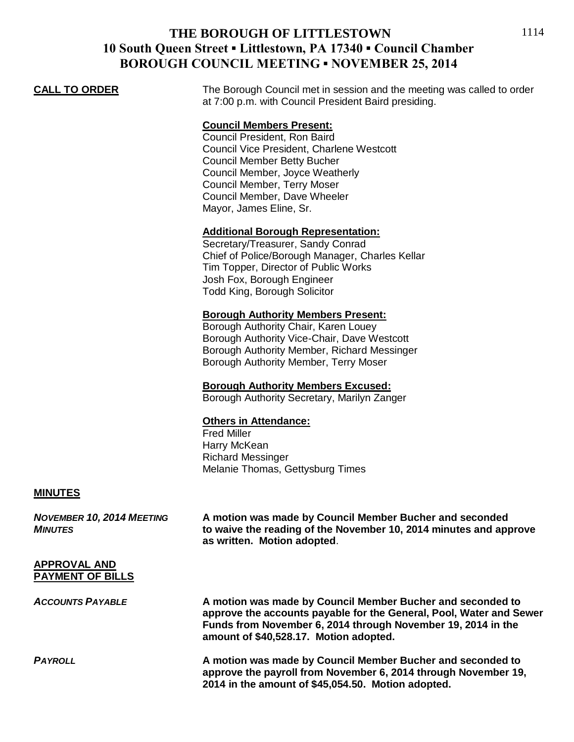# THE BOROUGH OF LITTLESTOWN
## 10 South Queen Street ▪ Littlestown, PA 17340 ▪ Council Chamber
## BOROUGH COUNCIL MEETING ▪ NOVEMBER 25, 2014

**CALL TO ORDER**

The Borough Council met in session and the meeting was called to order at 7:00 p.m. with Council President Baird presiding.

**Council Members Present:**
Council President, Ron Baird
Council Vice President, Charlene Westcott
Council Member Betty Bucher
Council Member, Joyce Weatherly
Council Member, Terry Moser
Council Member, Dave Wheeler
Mayor, James Eline, Sr.

**Additional Borough Representation:**
Secretary/Treasurer, Sandy Conrad
Chief of Police/Borough Manager, Charles Kellar
Tim Topper, Director of Public Works
Josh Fox, Borough Engineer
Todd King, Borough Solicitor

**Borough Authority Members Present:**
Borough Authority Chair, Karen Louey
Borough Authority Vice-Chair, Dave Westcott
Borough Authority Member, Richard Messinger
Borough Authority Member, Terry Moser

**Borough Authority Members Excused:**
Borough Authority Secretary, Marilyn Zanger

**Others in Attendance:**
Fred Miller
Harry McKean
Richard Messinger
Melanie Thomas, Gettysburg Times

**MINUTES**

***NOVEMBER 10, 2014 MEETING MINUTES***

**A motion was made by Council Member Bucher and seconded to waive the reading of the November 10, 2014 minutes and approve as written. Motion adopted.**

**APPROVAL AND PAYMENT OF BILLS**

***ACCOUNTS PAYABLE***

**A motion was made by Council Member Bucher and seconded to approve the accounts payable for the General, Pool, Water and Sewer Funds from November 6, 2014 through November 19, 2014 in the amount of $40,528.17. Motion adopted.**

***PAYROLL***

**A motion was made by Council Member Bucher and seconded to approve the payroll from November 6, 2014 through November 19, 2014 in the amount of $45,054.50. Motion adopted.**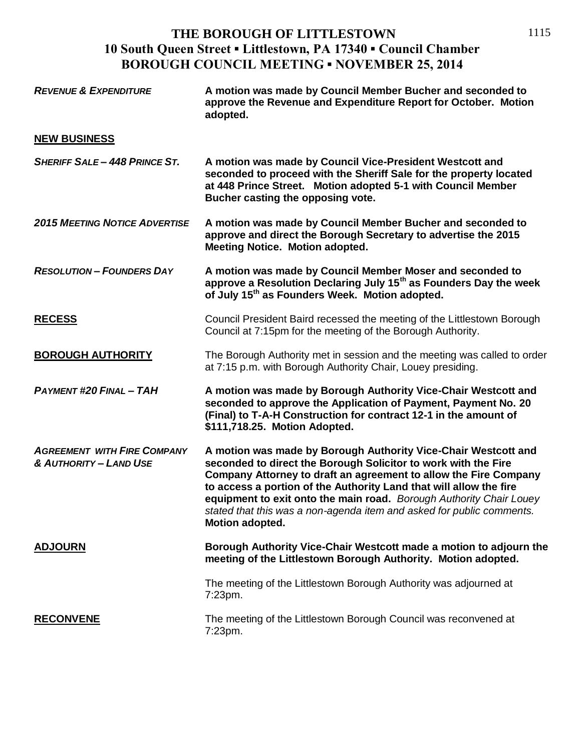# THE BOROUGH OF LITTLESTOWN
## 10 South Queen Street ▪ Littlestown, PA 17340 ▪ Council Chamber
## BOROUGH COUNCIL MEETING ▪ NOVEMBER 25, 2014

***REVENUE & EXPENDITURE*** **A motion was made by Council Member Bucher and seconded to approve the Revenue and Expenditure Report for October. Motion adopted.**

**NEW BUSINESS**

***SHERIFF SALE – 448 PRINCE ST.*** **A motion was made by Council Vice-President Westcott and seconded to proceed with the Sheriff Sale for the property located at 448 Prince Street. Motion adopted 5-1 with Council Member Bucher casting the opposing vote.**

***2015 MEETING NOTICE ADVERTISE*** **A motion was made by Council Member Bucher and seconded to approve and direct the Borough Secretary to advertise the 2015 Meeting Notice. Motion adopted.**

***RESOLUTION – FOUNDERS DAY*** **A motion was made by Council Member Moser and seconded to approve a Resolution Declaring July 15th as Founders Day the week of July 15th as Founders Week. Motion adopted.**

**RECESS** Council President Baird recessed the meeting of the Littlestown Borough Council at 7:15pm for the meeting of the Borough Authority.

**BOROUGH AUTHORITY** The Borough Authority met in session and the meeting was called to order at 7:15 p.m. with Borough Authority Chair, Louey presiding.

***PAYMENT #20 FINAL – TAH*** **A motion was made by Borough Authority Vice-Chair Westcott and seconded to approve the Application of Payment, Payment No. 20 (Final) to T-A-H Construction for contract 12-1 in the amount of $111,718.25. Motion Adopted.**

***AGREEMENT WITH FIRE COMPANY & AUTHORITY – LAND USE*** **A motion was made by Borough Authority Vice-Chair Westcott and seconded to direct the Borough Solicitor to work with the Fire Company Attorney to draft an agreement to allow the Fire Company to access a portion of the Authority Land that will allow the fire equipment to exit onto the main road.** *Borough Authority Chair Louey stated that this was a non-agenda item and asked for public comments.* **Motion adopted.**

**ADJOURN** **Borough Authority Vice-Chair Westcott made a motion to adjourn the meeting of the Littlestown Borough Authority. Motion adopted.**

The meeting of the Littlestown Borough Authority was adjourned at 7:23pm.

**RECONVENE** The meeting of the Littlestown Borough Council was reconvened at 7:23pm.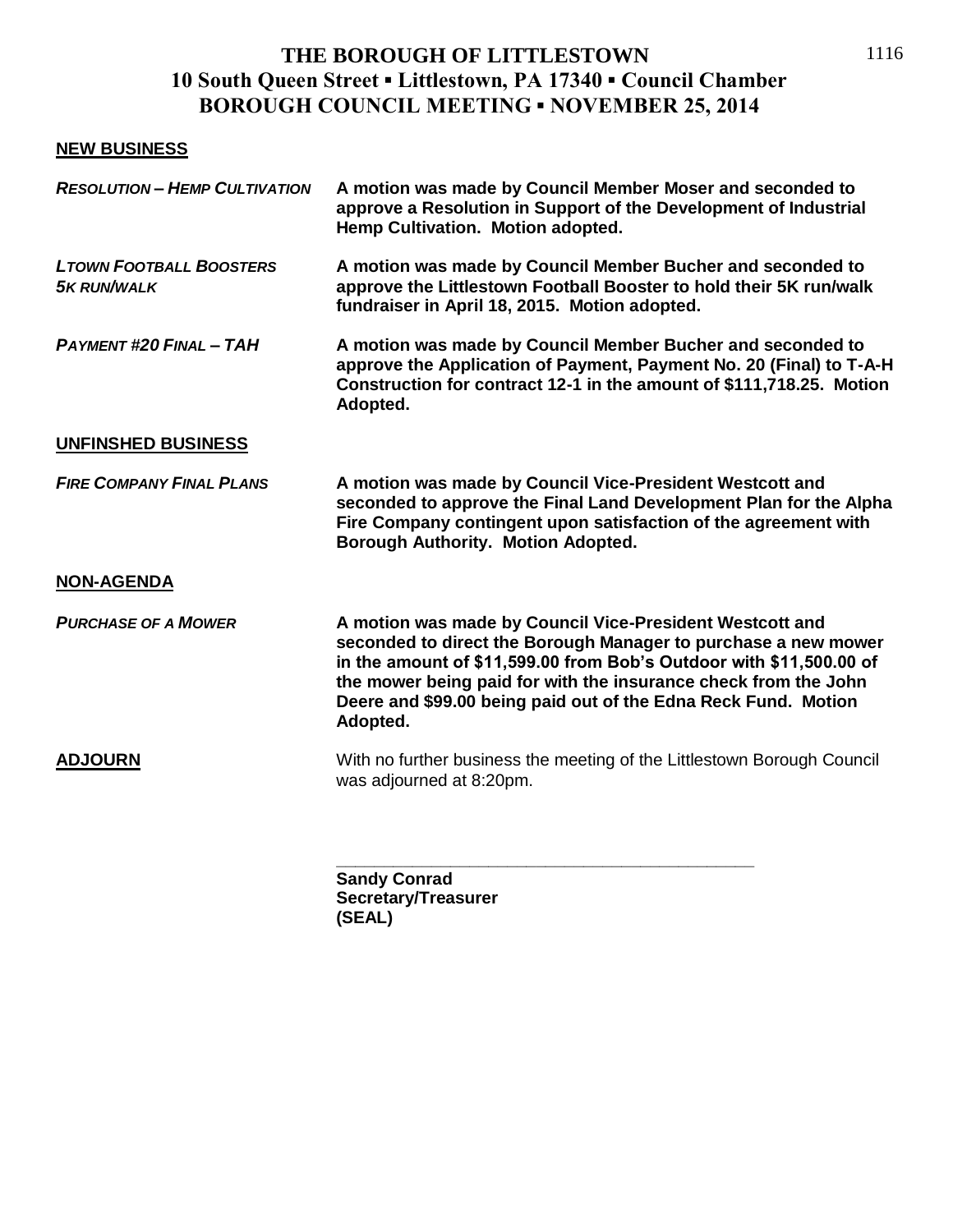# THE BOROUGH OF LITTLESTOWN
## 10 South Queen Street ▪ Littlestown, PA 17340 ▪ Council Chamber
## BOROUGH COUNCIL MEETING ▪ NOVEMBER 25, 2014

**NEW BUSINESS**

***RESOLUTION – HEMP CULTIVATION*** **A motion was made by Council Member Moser and seconded to approve a Resolution in Support of the Development of Industrial Hemp Cultivation. Motion adopted.**

***LTOWN FOOTBALL BOOSTERS 5K RUN/WALK*** **A motion was made by Council Member Bucher and seconded to approve the Littlestown Football Booster to hold their 5K run/walk fundraiser in April 18, 2015. Motion adopted.**

***PAYMENT #20 FINAL – TAH*** **A motion was made by Council Member Bucher and seconded to approve the Application of Payment, Payment No. 20 (Final) to T-A-H Construction for contract 12-1 in the amount of $111,718.25. Motion Adopted.**

**UNFINSHED BUSINESS**

***FIRE COMPANY FINAL PLANS*** **A motion was made by Council Vice-President Westcott and seconded to approve the Final Land Development Plan for the Alpha Fire Company contingent upon satisfaction of the agreement with Borough Authority. Motion Adopted.**

**NON-AGENDA**

***PURCHASE OF A MOWER*** **A motion was made by Council Vice-President Westcott and seconded to direct the Borough Manager to purchase a new mower in the amount of $11,599.00 from Bob's Outdoor with $11,500.00 of the mower being paid for with the insurance check from the John Deere and $99.00 being paid out of the Edna Reck Fund. Motion Adopted.**

**ADJOURN** With no further business the meeting of the Littlestown Borough Council was adjourned at 8:20pm.

\_\_\_\_\_\_\_\_\_\_\_\_\_\_\_\_\_\_\_\_\_\_\_\_\_\_\_\_\_\_\_\_\_\_\_\_\_\_\_\_\_\_\_\_

**Sandy Conrad**
**Secretary/Treasurer**
**(SEAL)**